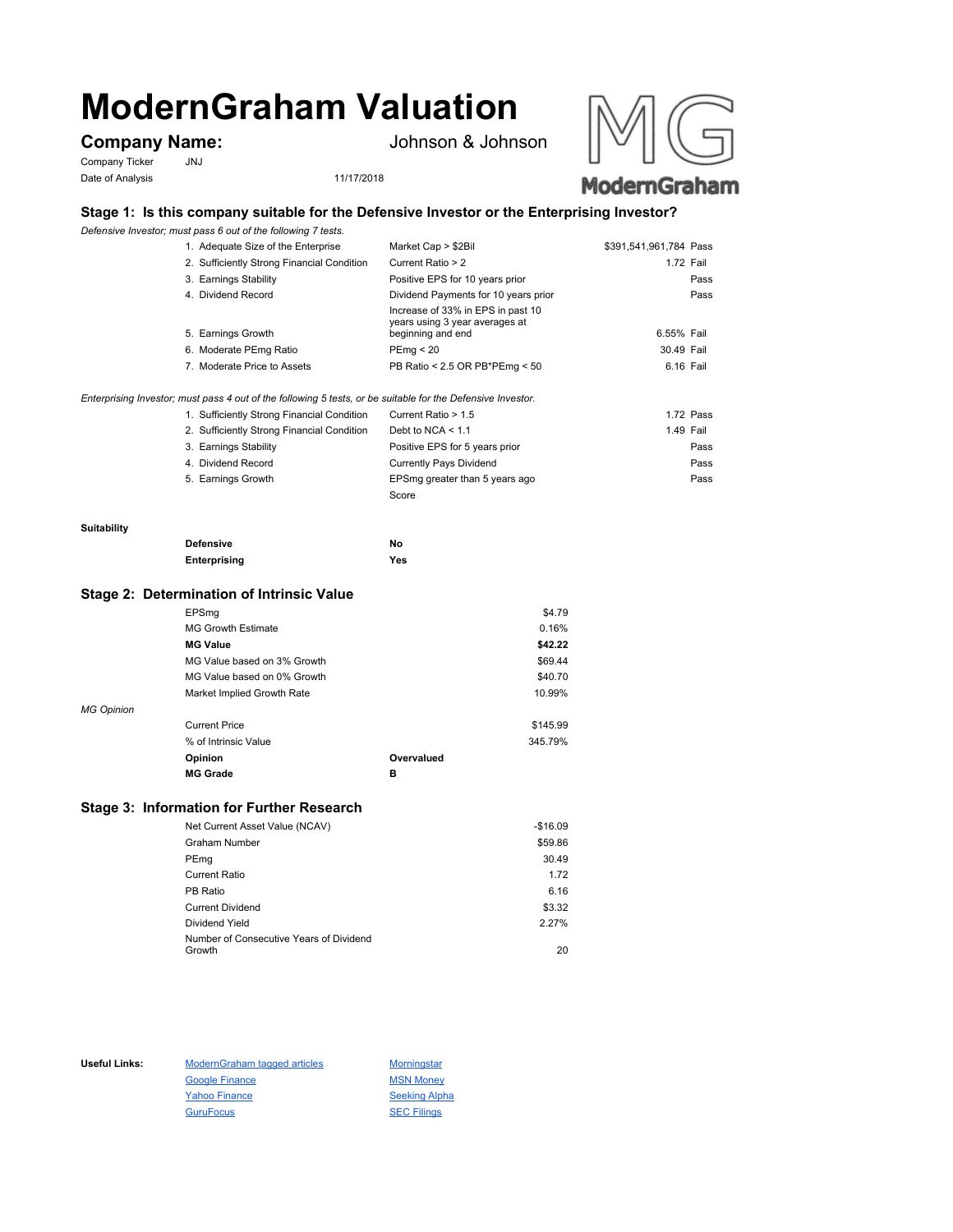# ModernGraham Valuation

**Company Name:** Johnson & Johnson

Company Ticker: JNJ

Date of Analysis: 11/17/2018

## Stage 1: Is this company suitable for the Defensive Investor or the Enterprising Investor?

*Defensive Investor; must pass 6 out of the following 7 tests.*

| Test | Criteria | Value | Result |
|---|---|---|---|
| 1. Adequate Size of the Enterprise | Market Cap > $2Bil | $391,541,961,784 | Pass |
| 2. Sufficiently Strong Financial Condition | Current Ratio > 2 | 1.72 | Fail |
| 3. Earnings Stability | Positive EPS for 10 years prior | | Pass |
| 4. Dividend Record | Dividend Payments for 10 years prior | | Pass |
| 5. Earnings Growth | Increase of 33% in EPS in past 10 years using 3 year averages at beginning and end | 6.55% | Fail |
| 6. Moderate PEmg Ratio | PEmg < 20 | 30.49 | Fail |
| 7. Moderate Price to Assets | PB Ratio < 2.5 OR PB*PEmg < 50 | 6.16 | Fail |

*Enterprising Investor; must pass 4 out of the following 5 tests, or be suitable for the Defensive Investor.*

| Test | Criteria | Value | Result |
|---|---|---|---|
| 1. Sufficiently Strong Financial Condition | Current Ratio > 1.5 | 1.72 | Pass |
| 2. Sufficiently Strong Financial Condition | Debt to NCA < 1.1 | 1.49 | Fail |
| 3. Earnings Stability | Positive EPS for 5 years prior | | Pass |
| 4. Dividend Record | Currently Pays Dividend | | Pass |
| 5. Earnings Growth | EPSmg greater than 5 years ago | | Pass |
| | Score | | |

**Suitability**

| | |
|---|---|
| **Defensive** | No |
| **Enterprising** | Yes |

## Stage 2: Determination of Intrinsic Value

| | | |
|---|---|---|
| EPSmg | | $4.79 |
| MG Growth Estimate | | 0.16% |
| **MG Value** | | **$42.22** |
| MG Value based on 3% Growth | | $69.44 |
| MG Value based on 0% Growth | | $40.70 |
| Market Implied Growth Rate | | 10.99% |

*MG Opinion*

| | | |
|---|---|---|
| Current Price | | $145.99 |
| % of Intrinsic Value | | 345.79% |
| **Opinion** | **Overvalued** | |
| **MG Grade** | **B** | |

## Stage 3: Information for Further Research

| | |
|---|---|
| Net Current Asset Value (NCAV) | -$16.09 |
| Graham Number | $59.86 |
| PEmg | 30.49 |
| Current Ratio | 1.72 |
| PB Ratio | 6.16 |
| Current Dividend | $3.32 |
| Dividend Yield | 2.27% |
| Number of Consecutive Years of Dividend Growth | 20 |

**Useful Links:**

| | |
|---|---|
| ModernGraham tagged articles | Morningstar |
| Google Finance | MSN Money |
| Yahoo Finance | Seeking Alpha |
| GuruFocus | SEC Filings |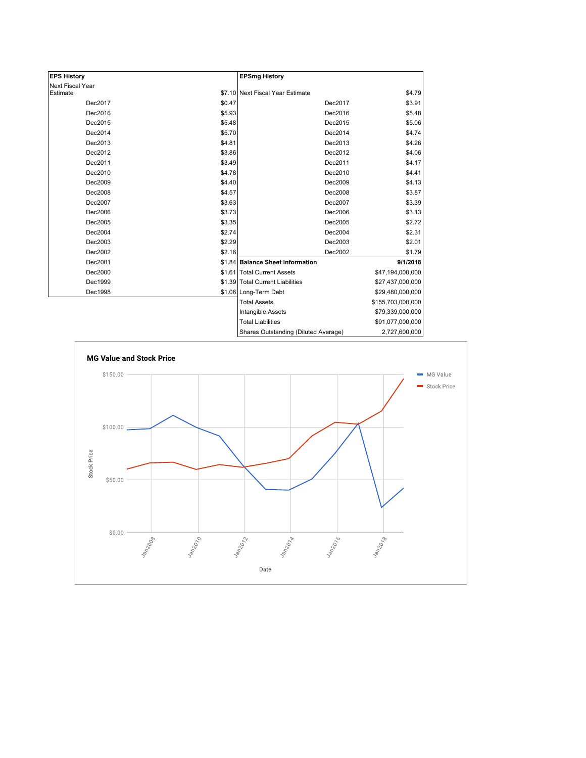| EPS History | |
|---|---|
| Next Fiscal Year Estimate | $7.10 |
| Dec2017 | $0.47 |
| Dec2016 | $5.93 |
| Dec2015 | $5.48 |
| Dec2014 | $5.70 |
| Dec2013 | $4.81 |
| Dec2012 | $3.86 |
| Dec2011 | $3.49 |
| Dec2010 | $4.78 |
| Dec2009 | $4.40 |
| Dec2008 | $4.57 |
| Dec2007 | $3.63 |
| Dec2006 | $3.73 |
| Dec2005 | $3.35 |
| Dec2004 | $2.74 |
| Dec2003 | $2.29 |
| Dec2002 | $2.16 |
| Dec2001 | $1.84 |
| Dec2000 | $1.61 |
| Dec1999 | $1.39 |
| Dec1998 | $1.06 |

| EPSmg History | |
|---|---|
| Next Fiscal Year Estimate | $4.79 |
| Dec2017 | $3.91 |
| Dec2016 | $5.48 |
| Dec2015 | $5.06 |
| Dec2014 | $4.74 |
| Dec2013 | $4.26 |
| Dec2012 | $4.06 |
| Dec2011 | $4.17 |
| Dec2010 | $4.41 |
| Dec2009 | $4.13 |
| Dec2008 | $3.87 |
| Dec2007 | $3.39 |
| Dec2006 | $3.13 |
| Dec2005 | $2.72 |
| Dec2004 | $2.31 |
| Dec2003 | $2.01 |
| Dec2002 | $1.79 |

| Balance Sheet Information | 9/1/2018 |
|---|---|
| Total Current Assets | $47,194,000,000 |
| Total Current Liabilities | $27,437,000,000 |
| Long-Term Debt | $29,480,000,000 |
| Total Assets | $155,703,000,000 |
| Intangible Assets | $79,339,000,000 |
| Total Liabilities | $91,077,000,000 |
| Shares Outstanding (Diluted Average) | 2,727,600,000 |

**MG Value and Stock Price**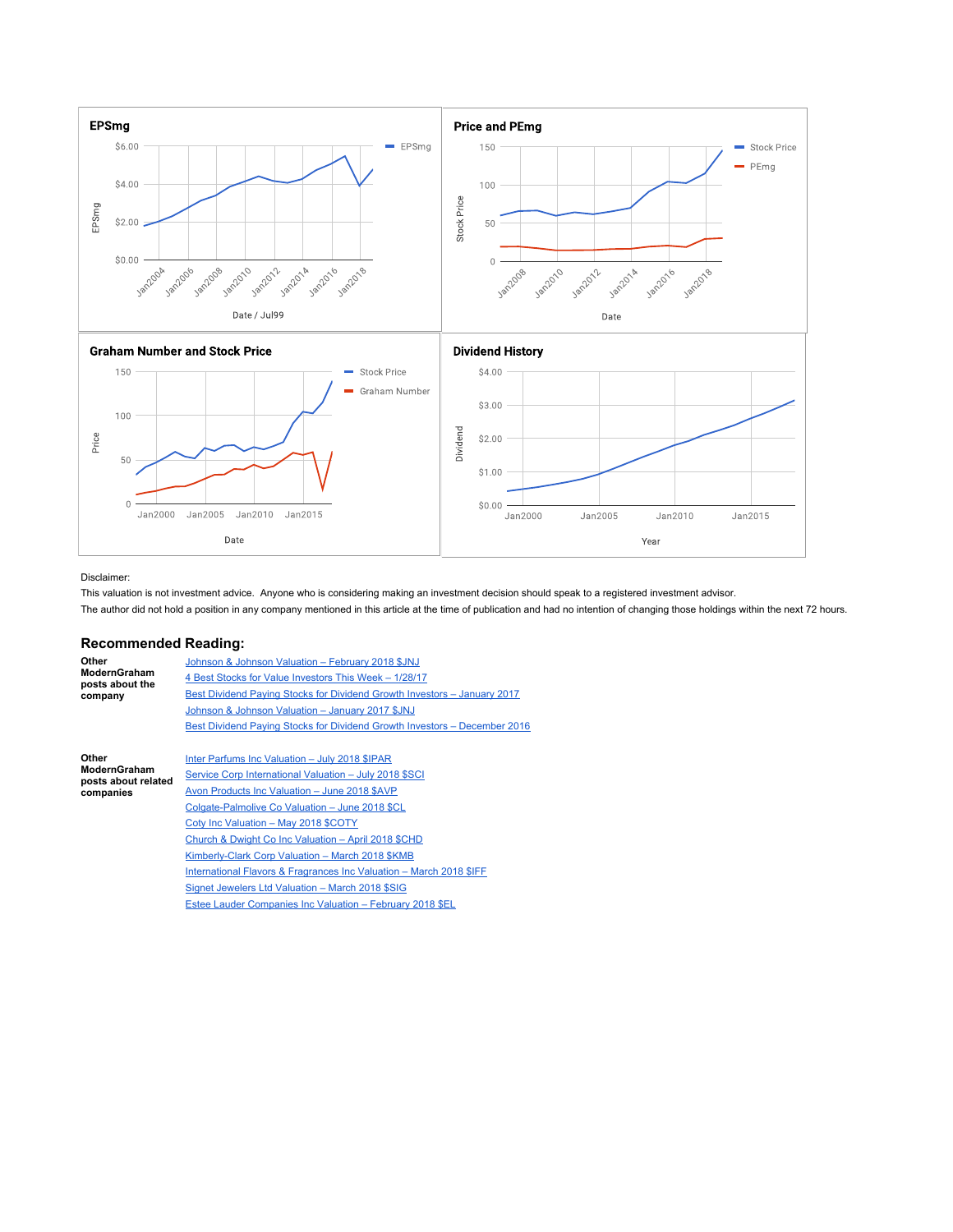EPSmg

$6.00
$4.00
$2.00
$0.00

EPSmg

Jan2004 Jan2006 Jan2008 Jan2010 Jan2012 Jan2014 Jan2016 Jan2018

Date / Jul99

EPSmg

Price and PEmg

150
100
50
0

Stock Price

Jan2008 Jan2010 Jan2012 Jan2014 Jan2016 Jan2018

Date

Stock Price
PEmg

Graham Number and Stock Price

150
100
50
0

Price

Jan2000 Jan2005 Jan2010 Jan2015

Date

Stock Price
Graham Number

Dividend History

$4.00
$3.00
$2.00
$1.00
$0.00

Dividend

Jan2000 Jan2005 Jan2010 Jan2015

Year

Disclaimer:

This valuation is not investment advice. Anyone who is considering making an investment decision should speak to a registered investment advisor.

The author did not hold a position in any company mentioned in this article at the time of publication and had no intention of changing those holdings within the next 72 hours.

## Recommended Reading:

| | |
|---|---|
| **Other ModernGraham posts about the company** | Johnson & Johnson Valuation – February 2018 $JNJ<br>4 Best Stocks for Value Investors This Week – 1/28/17<br>Best Dividend Paying Stocks for Dividend Growth Investors – January 2017<br>Johnson & Johnson Valuation – January 2017 $JNJ<br>Best Dividend Paying Stocks for Dividend Growth Investors – December 2016 |
| **Other ModernGraham posts about related companies** | Inter Parfums Inc Valuation – July 2018 $IPAR<br>Service Corp International Valuation – July 2018 $SCI<br>Avon Products Inc Valuation – June 2018 $AVP<br>Colgate-Palmolive Co Valuation – June 2018 $CL<br>Coty Inc Valuation – May 2018 $COTY<br>Church & Dwight Co Inc Valuation – April 2018 $CHD<br>Kimberly-Clark Corp Valuation – March 2018 $KMB<br>International Flavors & Fragrances Inc Valuation – March 2018 $IFF<br>Signet Jewelers Ltd Valuation – March 2018 $SIG<br>Estee Lauder Companies Inc Valuation – February 2018 $EL |